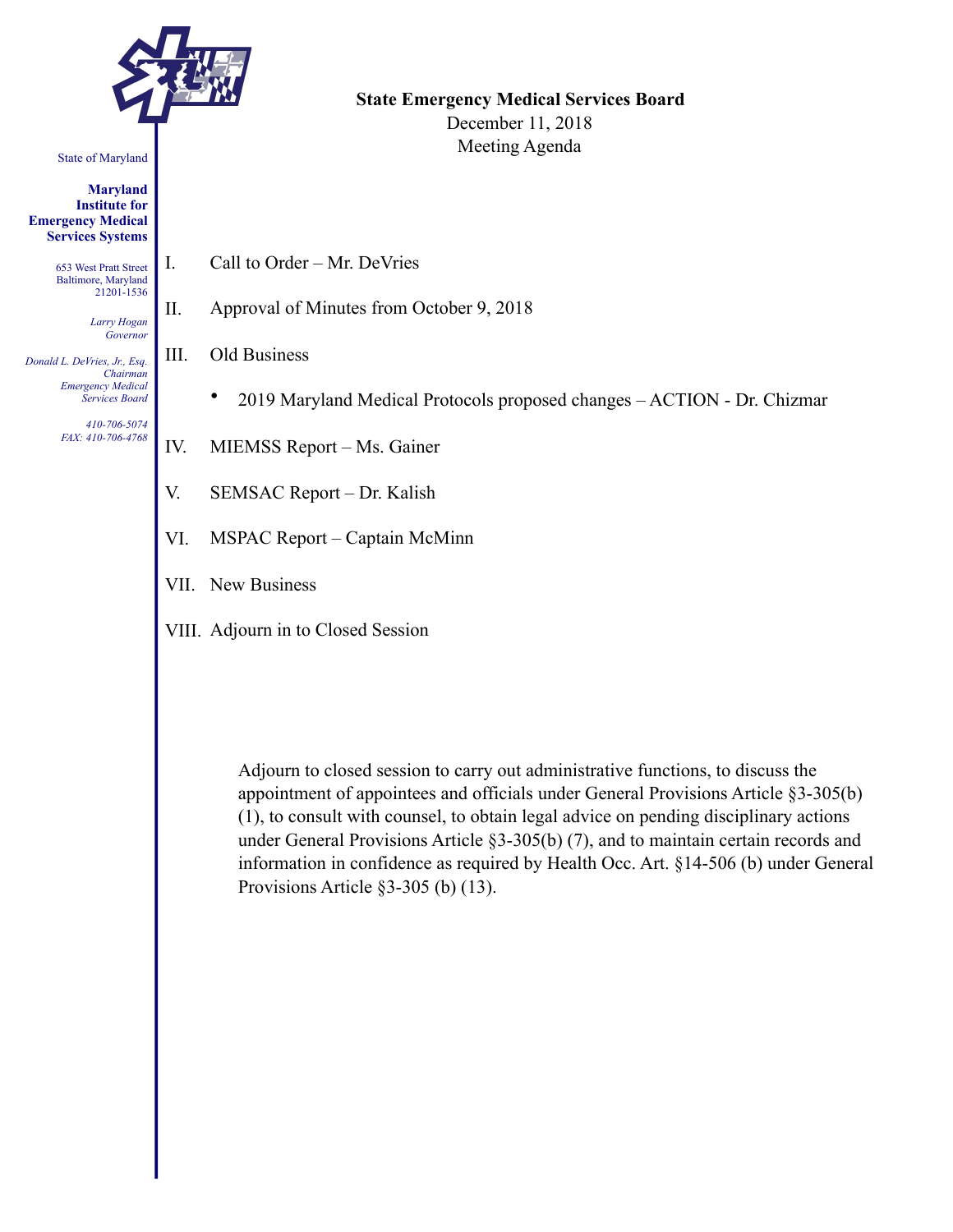State of Maryland

**Maryland Institute for Emergency Medical Services Systems**

653 West Pratt Street
Baltimore, Maryland
21201-1536

*Larry Hogan*
*Governor*

*Donald L. DeVries, Jr., Esq.*
*Chairman*
*Emergency Medical Services Board*

*410-706-5074*
*FAX: 410-706-4768*

**State Emergency Medical Services Board**

December 11, 2018

Meeting Agenda

I. Call to Order – Mr. DeVries

II. Approval of Minutes from October 9, 2018

III. Old Business

- 2019 Maryland Medical Protocols proposed changes – ACTION - Dr. Chizmar

IV. MIEMSS Report – Ms. Gainer

V. SEMSAC Report – Dr. Kalish

VI. MSPAC Report – Captain McMinn

VII. New Business

VIII. Adjourn in to Closed Session

Adjourn to closed session to carry out administrative functions, to discuss the appointment of appointees and officials under General Provisions Article §3-305(b)(1), to consult with counsel, to obtain legal advice on pending disciplinary actions under General Provisions Article §3-305(b) (7), and to maintain certain records and information in confidence as required by Health Occ. Art. §14-506 (b) under General Provisions Article §3-305 (b) (13).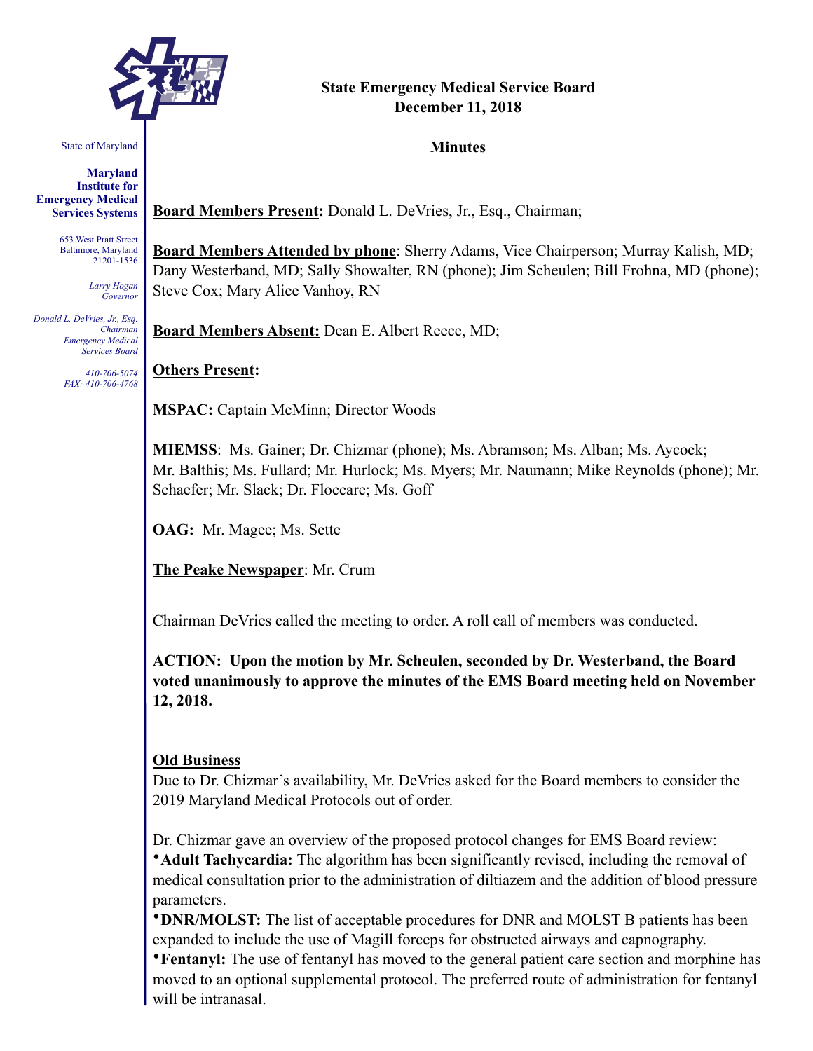State of Maryland

**Maryland Institute for Emergency Medical Services Systems**

653 West Pratt Street
Baltimore, Maryland
21201-1536

*Larry Hogan*
*Governor*

*Donald L. DeVries, Jr., Esq.*
*Chairman*
*Emergency Medical Services Board*

*410-706-5074*
*FAX: 410-706-4768*

**State Emergency Medical Service Board**
**December 11, 2018**

**Minutes**

**Board Members Present:** Donald L. DeVries, Jr., Esq., Chairman;

**Board Members Attended by phone**: Sherry Adams, Vice Chairperson; Murray Kalish, MD; Dany Westerband, MD; Sally Showalter, RN (phone); Jim Scheulen; Bill Frohna, MD (phone); Steve Cox; Mary Alice Vanhoy, RN

**Board Members Absent:** Dean E. Albert Reece, MD;

**Others Present:**

**MSPAC:** Captain McMinn; Director Woods

**MIEMSS**: Ms. Gainer; Dr. Chizmar (phone); Ms. Abramson; Ms. Alban; Ms. Aycock; Mr. Balthis; Ms. Fullard; Mr. Hurlock; Ms. Myers; Mr. Naumann; Mike Reynolds (phone); Mr. Schaefer; Mr. Slack; Dr. Floccare; Ms. Goff

**OAG:** Mr. Magee; Ms. Sette

**The Peake Newspaper**: Mr. Crum

Chairman DeVries called the meeting to order. A roll call of members was conducted.

**ACTION: Upon the motion by Mr. Scheulen, seconded by Dr. Westerband, the Board voted unanimously to approve the minutes of the EMS Board meeting held on November 12, 2018.**

**Old Business**

Due to Dr. Chizmar's availability, Mr. DeVries asked for the Board members to consider the 2019 Maryland Medical Protocols out of order.

Dr. Chizmar gave an overview of the proposed protocol changes for EMS Board review:

- **Adult Tachycardia:** The algorithm has been significantly revised, including the removal of medical consultation prior to the administration of diltiazem and the addition of blood pressure parameters.
- **DNR/MOLST:** The list of acceptable procedures for DNR and MOLST B patients has been expanded to include the use of Magill forceps for obstructed airways and capnography.
- **Fentanyl:** The use of fentanyl has moved to the general patient care section and morphine has moved to an optional supplemental protocol. The preferred route of administration for fentanyl will be intranasal.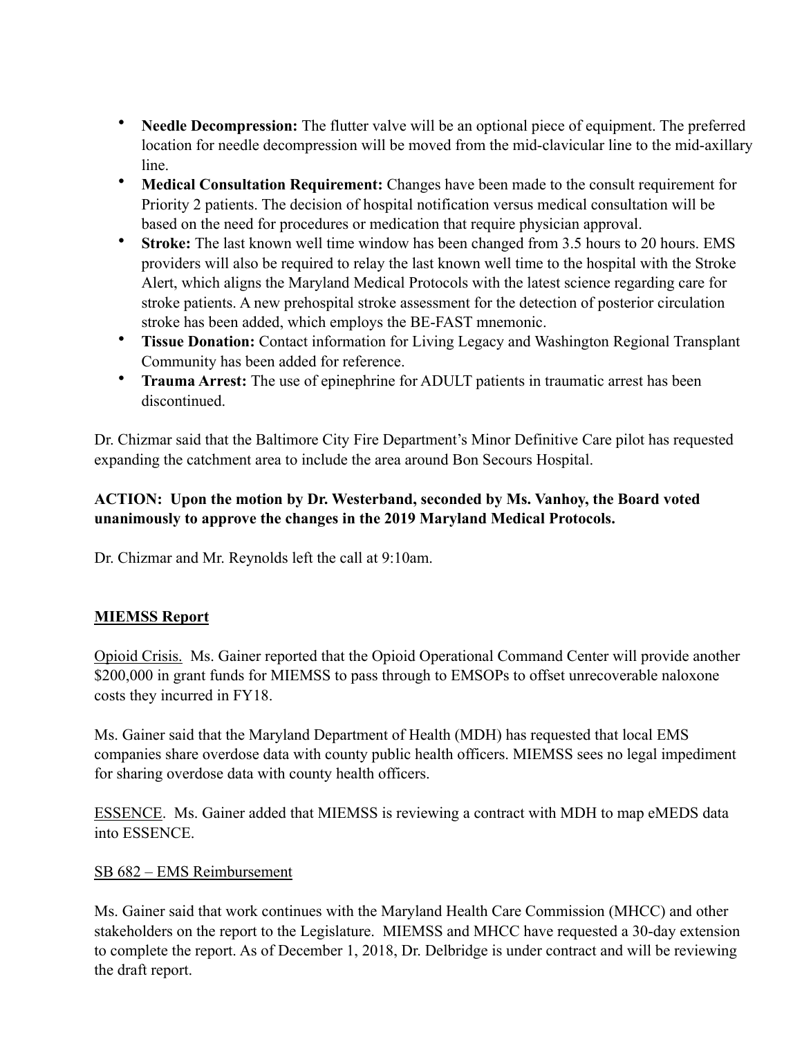- **Needle Decompression:** The flutter valve will be an optional piece of equipment. The preferred location for needle decompression will be moved from the mid-clavicular line to the mid-axillary line.
- **Medical Consultation Requirement:** Changes have been made to the consult requirement for Priority 2 patients. The decision of hospital notification versus medical consultation will be based on the need for procedures or medication that require physician approval.
- **Stroke:** The last known well time window has been changed from 3.5 hours to 20 hours. EMS providers will also be required to relay the last known well time to the hospital with the Stroke Alert, which aligns the Maryland Medical Protocols with the latest science regarding care for stroke patients. A new prehospital stroke assessment for the detection of posterior circulation stroke has been added, which employs the BE-FAST mnemonic.
- **Tissue Donation:** Contact information for Living Legacy and Washington Regional Transplant Community has been added for reference.
- **Trauma Arrest:** The use of epinephrine for ADULT patients in traumatic arrest has been discontinued.

Dr. Chizmar said that the Baltimore City Fire Department's Minor Definitive Care pilot has requested expanding the catchment area to include the area around Bon Secours Hospital.

**ACTION: Upon the motion by Dr. Westerband, seconded by Ms. Vanhoy, the Board voted unanimously to approve the changes in the 2019 Maryland Medical Protocols.**

Dr. Chizmar and Mr. Reynolds left the call at 9:10am.

## <u>MIEMSS Report</u>

<u>Opioid Crisis.</u> Ms. Gainer reported that the Opioid Operational Command Center will provide another $200,000 in grant funds for MIEMSS to pass through to EMSOPs to offset unrecoverable naloxone costs they incurred in FY18.

Ms. Gainer said that the Maryland Department of Health (MDH) has requested that local EMS companies share overdose data with county public health officers. MIEMSS sees no legal impediment for sharing overdose data with county health officers.

<u>ESSENCE</u>. Ms. Gainer added that MIEMSS is reviewing a contract with MDH to map eMEDS data into ESSENCE.

<u>SB 682 – EMS Reimbursement</u>

Ms. Gainer said that work continues with the Maryland Health Care Commission (MHCC) and other stakeholders on the report to the Legislature. MIEMSS and MHCC have requested a 30-day extension to complete the report. As of December 1, 2018, Dr. Delbridge is under contract and will be reviewing the draft report.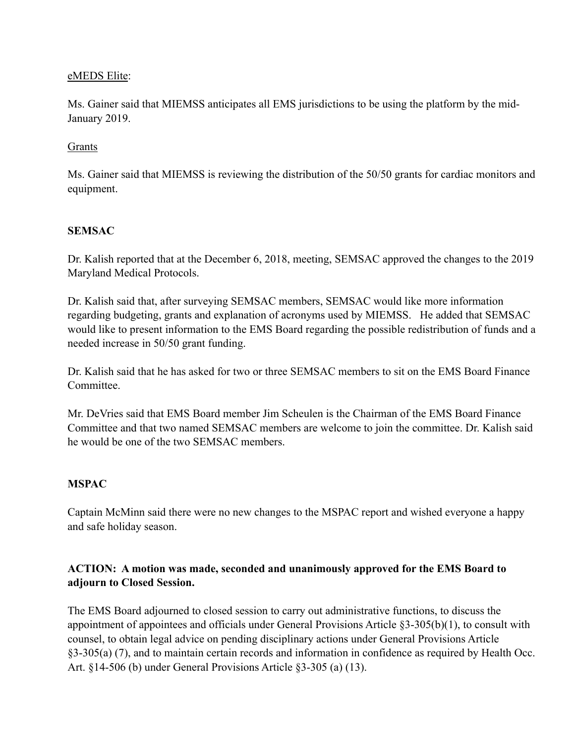eMEDS Elite:

Ms. Gainer said that MIEMSS anticipates all EMS jurisdictions to be using the platform by the mid-January 2019.

Grants

Ms. Gainer said that MIEMSS is reviewing the distribution of the 50/50 grants for cardiac monitors and equipment.

**SEMSAC**

Dr. Kalish reported that at the December 6, 2018, meeting, SEMSAC approved the changes to the 2019 Maryland Medical Protocols.

Dr. Kalish said that, after surveying SEMSAC members, SEMSAC would like more information regarding budgeting, grants and explanation of acronyms used by MIEMSS. He added that SEMSAC would like to present information to the EMS Board regarding the possible redistribution of funds and a needed increase in 50/50 grant funding.

Dr. Kalish said that he has asked for two or three SEMSAC members to sit on the EMS Board Finance Committee.

Mr. DeVries said that EMS Board member Jim Scheulen is the Chairman of the EMS Board Finance Committee and that two named SEMSAC members are welcome to join the committee. Dr. Kalish said he would be one of the two SEMSAC members.

**MSPAC**

Captain McMinn said there were no new changes to the MSPAC report and wished everyone a happy and safe holiday season.

**ACTION: A motion was made, seconded and unanimously approved for the EMS Board to adjourn to Closed Session.**

The EMS Board adjourned to closed session to carry out administrative functions, to discuss the appointment of appointees and officials under General Provisions Article §3-305(b)(1), to consult with counsel, to obtain legal advice on pending disciplinary actions under General Provisions Article §3-305(a) (7), and to maintain certain records and information in confidence as required by Health Occ. Art. §14-506 (b) under General Provisions Article §3-305 (a) (13).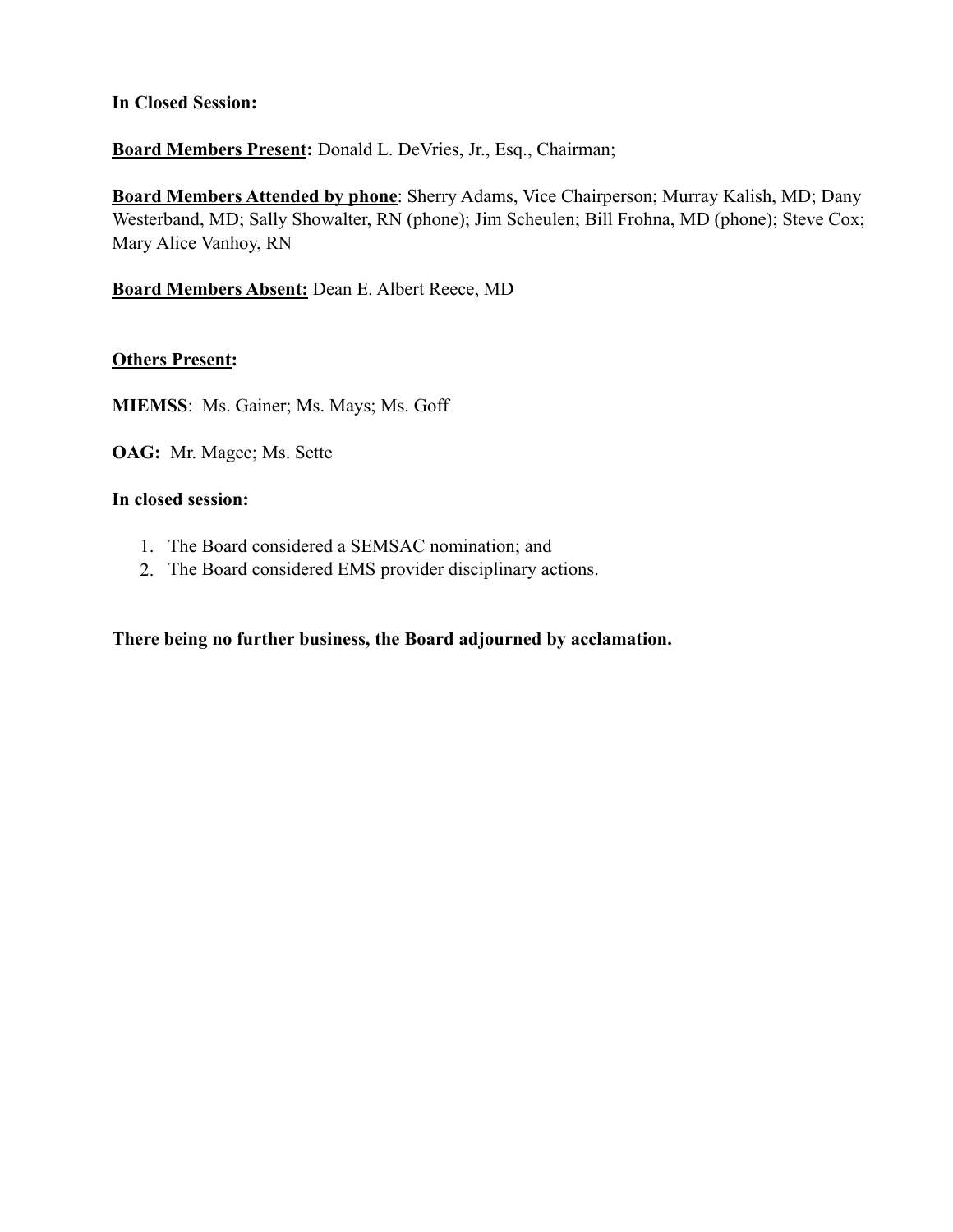**In Closed Session:**

**<u>Board Members Present</u>:** Donald L. DeVries, Jr., Esq., Chairman;

**<u>Board Members Attended by phone</u>**: Sherry Adams, Vice Chairperson; Murray Kalish, MD; Dany Westerband, MD; Sally Showalter, RN (phone); Jim Scheulen; Bill Frohna, MD (phone); Steve Cox; Mary Alice Vanhoy, RN

**<u>Board Members Absent:</u>** Dean E. Albert Reece, MD

**<u>Others Present</u>:**

**MIEMSS**: Ms. Gainer; Ms. Mays; Ms. Goff

**OAG:** Mr. Magee; Ms. Sette

**In closed session:**

1. The Board considered a SEMSAC nomination; and
2. The Board considered EMS provider disciplinary actions.

**There being no further business, the Board adjourned by acclamation.**